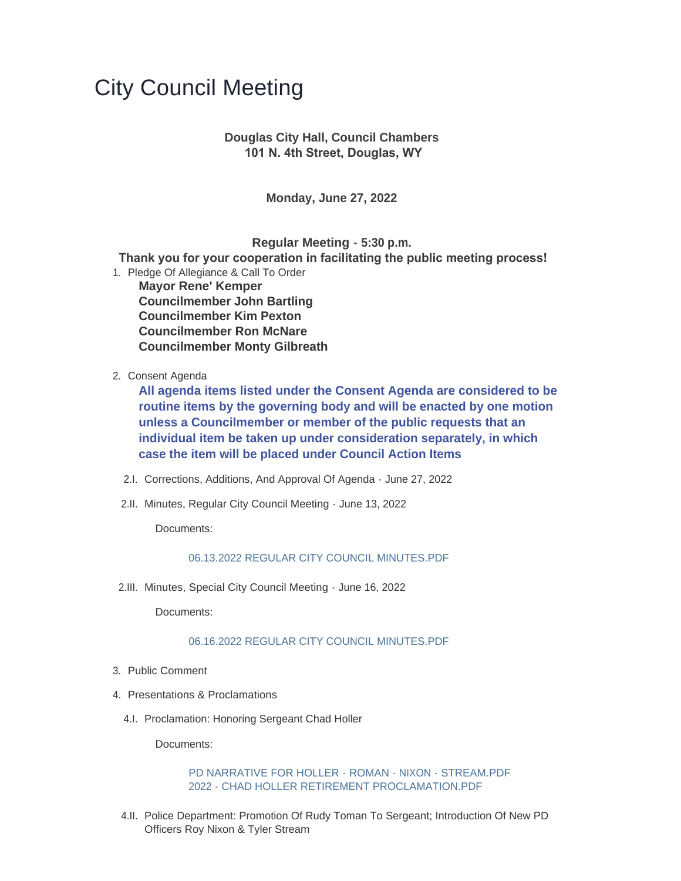# City Council Meeting

**Douglas City Hall, Council Chambers**
**101 N. 4th Street, Douglas, WY**

**Monday, June 27, 2022**

**Regular Meeting - 5:30 p.m.**
**Thank you for your cooperation in facilitating the public meeting process!**

1. Pledge Of Allegiance & Call To Order

   **Mayor Rene' Kemper**
   **Councilmember John Bartling**
   **Councilmember Kim Pexton**
   **Councilmember Ron McNare**
   **Councilmember Monty Gilbreath**

2. Consent Agenda

   **All agenda items listed under the Consent Agenda are considered to be routine items by the governing body and will be enacted by one motion unless a Councilmember or member of the public requests that an individual item be taken up under consideration separately, in which case the item will be placed under Council Action Items**

   2.I. Corrections, Additions, And Approval Of Agenda - June 27, 2022

   2.II. Minutes, Regular City Council Meeting - June 13, 2022

   Documents:

   06.13.2022 REGULAR CITY COUNCIL MINUTES.PDF

   2.III. Minutes, Special City Council Meeting - June 16, 2022

   Documents:

   06.16.2022 REGULAR CITY COUNCIL MINUTES.PDF

3. Public Comment

4. Presentations & Proclamations

   4.I. Proclamation: Honoring Sergeant Chad Holler

   Documents:

   PD NARRATIVE FOR HOLLER - ROMAN - NIXON - STREAM.PDF
   2022 - CHAD HOLLER RETIREMENT PROCLAMATION.PDF

   4.II. Police Department: Promotion Of Rudy Toman To Sergeant; Introduction Of New PD Officers Roy Nixon & Tyler Stream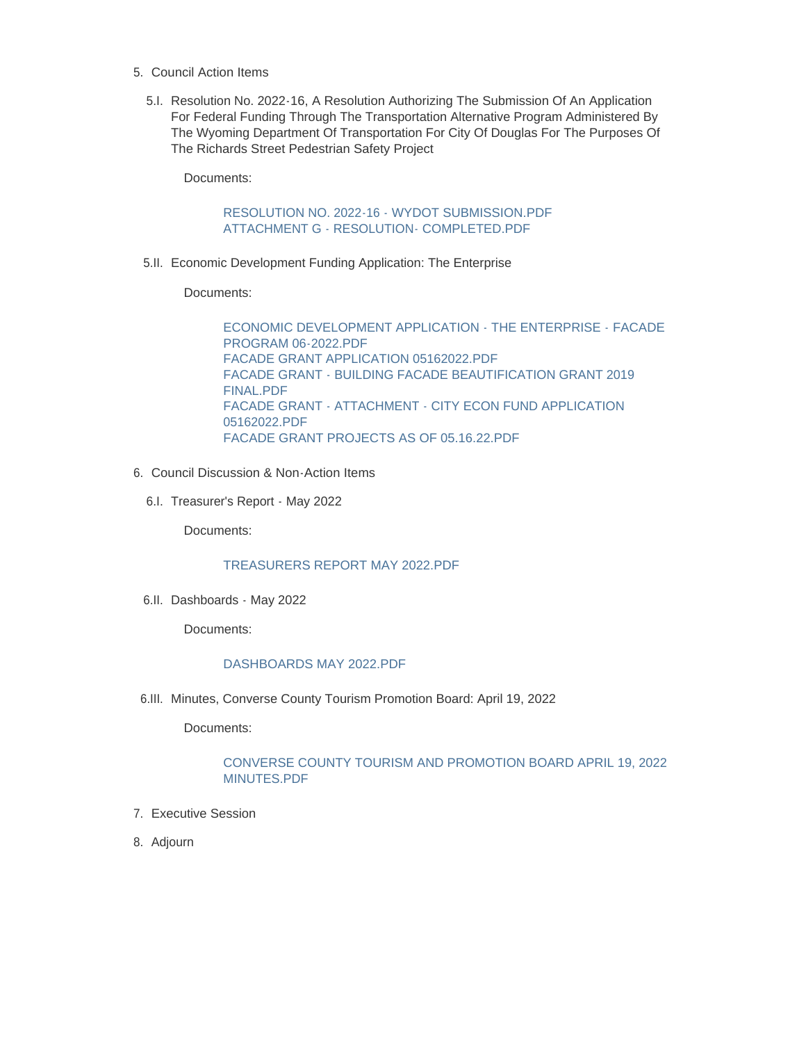5. Council Action Items

   5.I. Resolution No. 2022-16, A Resolution Authorizing The Submission Of An Application For Federal Funding Through The Transportation Alternative Program Administered By The Wyoming Department Of Transportation For City Of Douglas For The Purposes Of The Richards Street Pedestrian Safety Project

   Documents:

   RESOLUTION NO. 2022-16 - WYDOT SUBMISSION.PDF
   ATTACHMENT G - RESOLUTION- COMPLETED.PDF

   5.II. Economic Development Funding Application: The Enterprise

   Documents:

   ECONOMIC DEVELOPMENT APPLICATION - THE ENTERPRISE - FACADE PROGRAM 06-2022.PDF
   FACADE GRANT APPLICATION 05162022.PDF
   FACADE GRANT - BUILDING FACADE BEAUTIFICATION GRANT 2019 FINAL.PDF
   FACADE GRANT - ATTACHMENT - CITY ECON FUND APPLICATION 05162022.PDF
   FACADE GRANT PROJECTS AS OF 05.16.22.PDF

6. Council Discussion & Non-Action Items

   6.I. Treasurer's Report - May 2022

   Documents:

   TREASURERS REPORT MAY 2022.PDF

   6.II. Dashboards - May 2022

   Documents:

   DASHBOARDS MAY 2022.PDF

   6.III. Minutes, Converse County Tourism Promotion Board: April 19, 2022

   Documents:

   CONVERSE COUNTY TOURISM AND PROMOTION BOARD APRIL 19, 2022 MINUTES.PDF

7. Executive Session

8. Adjourn